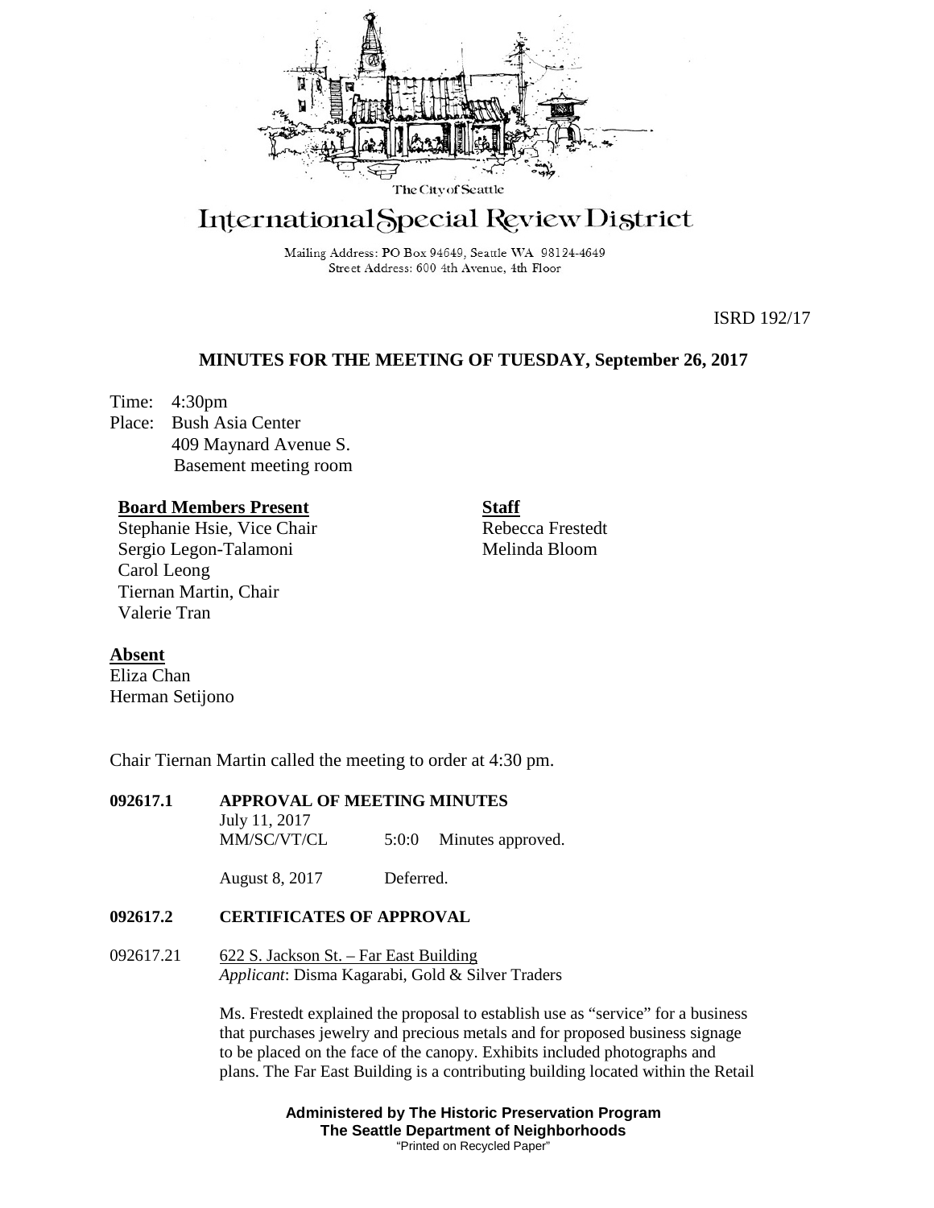The City of Seattle

# International Special Review District

Mailing Address: PO Box 94649, Seattle WA 98124-4649
Street Address: 600 4th Avenue, 4th Floor

ISRD 192/17

## MINUTES FOR THE MEETING OF TUESDAY, September 26, 2017

Time: 4:30pm
Place: Bush Asia Center
409 Maynard Avenue S.
Basement meeting room

**Board Members Present**
Stephanie Hsie, Vice Chair
Sergio Legon-Talamoni
Carol Leong
Tiernan Martin, Chair
Valerie Tran

**Staff**
Rebecca Frestedt
Melinda Bloom

**Absent**
Eliza Chan
Herman Setijono

Chair Tiernan Martin called the meeting to order at 4:30 pm.

**092617.1 APPROVAL OF MEETING MINUTES**

July 11, 2017
MM/SC/VT/CL 5:0:0 Minutes approved.

August 8, 2017 Deferred.

**092617.2 CERTIFICATES OF APPROVAL**

092617.21 622 S. Jackson St. – Far East Building
*Applicant*: Disma Kagarabi, Gold & Silver Traders

Ms. Frestedt explained the proposal to establish use as "service" for a business that purchases jewelry and precious metals and for proposed business signage to be placed on the face of the canopy. Exhibits included photographs and plans. The Far East Building is a contributing building located within the Retail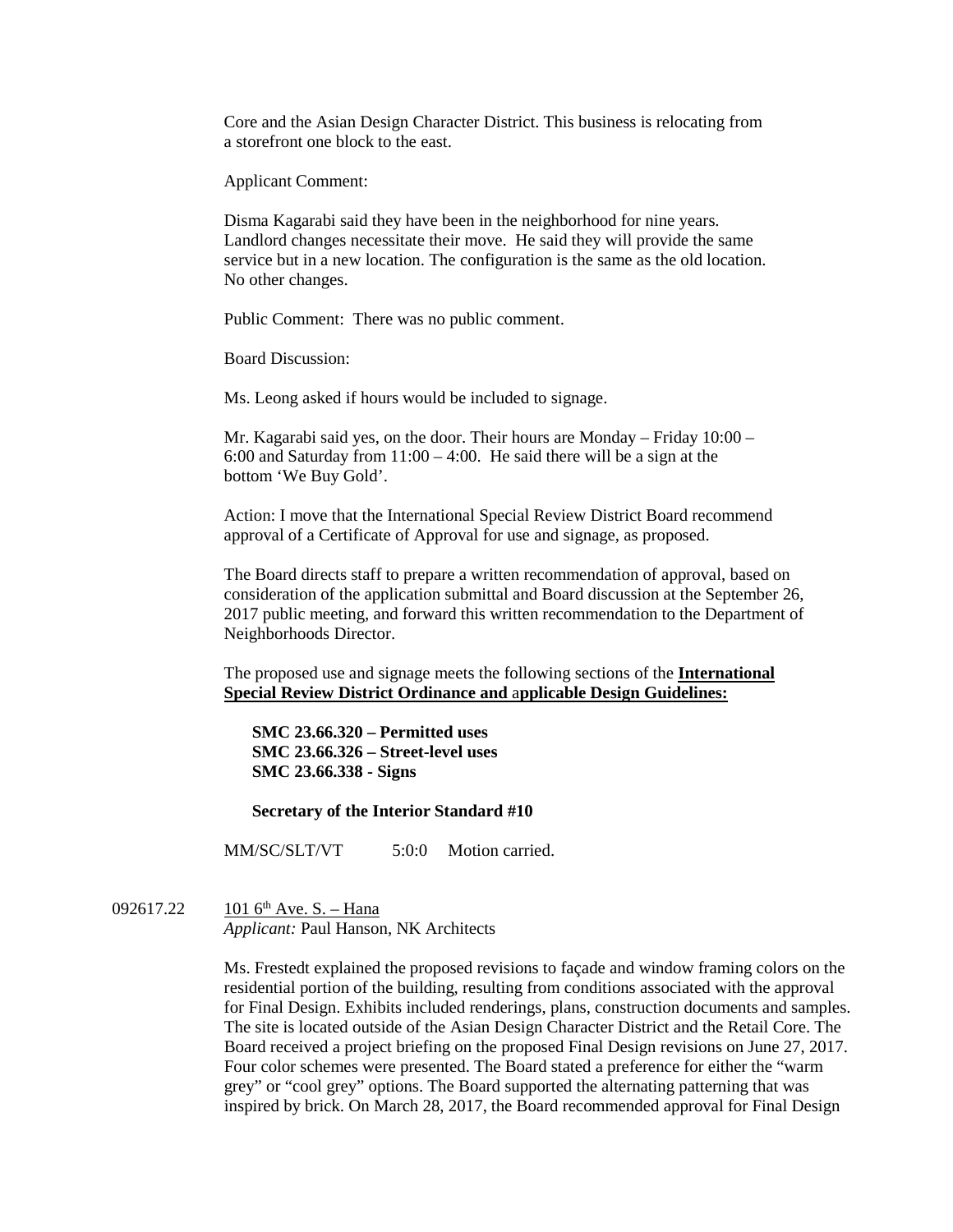Core and the Asian Design Character District. This business is relocating from a storefront one block to the east.

Applicant Comment:

Disma Kagarabi said they have been in the neighborhood for nine years. Landlord changes necessitate their move. He said they will provide the same service but in a new location. The configuration is the same as the old location. No other changes.

Public Comment: There was no public comment.

Board Discussion:

Ms. Leong asked if hours would be included to signage.

Mr. Kagarabi said yes, on the door. Their hours are Monday – Friday 10:00 – 6:00 and Saturday from 11:00 – 4:00. He said there will be a sign at the bottom 'We Buy Gold'.

Action: I move that the International Special Review District Board recommend approval of a Certificate of Approval for use and signage, as proposed.

The Board directs staff to prepare a written recommendation of approval, based on consideration of the application submittal and Board discussion at the September 26, 2017 public meeting, and forward this written recommendation to the Department of Neighborhoods Director.

The proposed use and signage meets the following sections of the **International Special Review District Ordinance and applicable Design Guidelines:**

**SMC 23.66.320 – Permitted uses**
**SMC 23.66.326 – Street-level uses**
**SMC 23.66.338 - Signs**

**Secretary of the Interior Standard #10**

MM/SC/SLT/VT 5:0:0 Motion carried.

092617.22 101 6th Ave. S. – Hana
*Applicant:* Paul Hanson, NK Architects

Ms. Frestedt explained the proposed revisions to façade and window framing colors on the residential portion of the building, resulting from conditions associated with the approval for Final Design. Exhibits included renderings, plans, construction documents and samples. The site is located outside of the Asian Design Character District and the Retail Core. The Board received a project briefing on the proposed Final Design revisions on June 27, 2017. Four color schemes were presented. The Board stated a preference for either the "warm grey" or "cool grey" options. The Board supported the alternating patterning that was inspired by brick. On March 28, 2017, the Board recommended approval for Final Design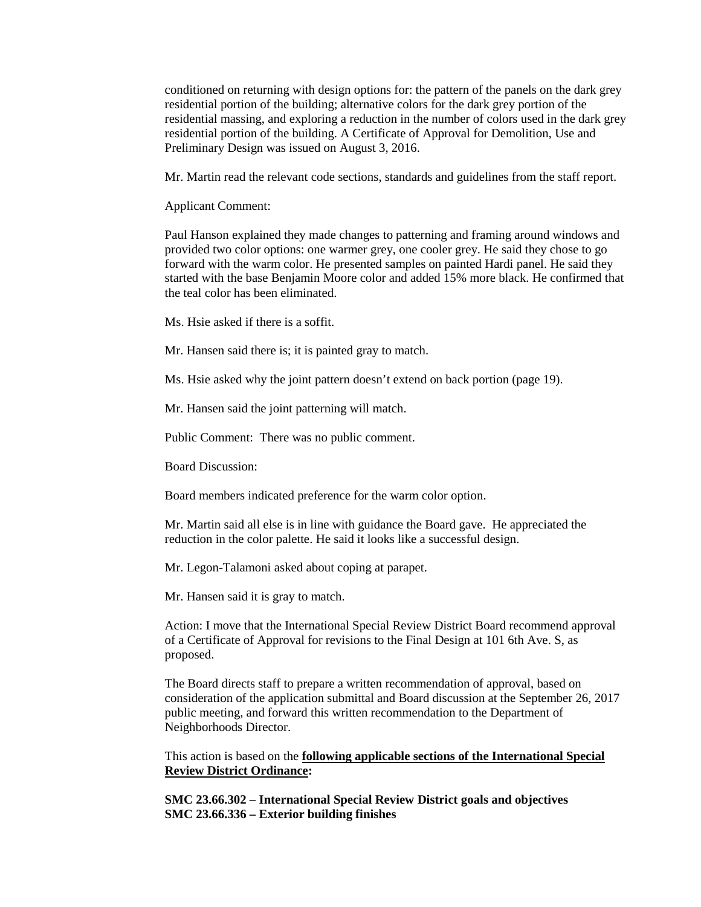conditioned on returning with design options for: the pattern of the panels on the dark grey residential portion of the building; alternative colors for the dark grey portion of the residential massing, and exploring a reduction in the number of colors used in the dark grey residential portion of the building. A Certificate of Approval for Demolition, Use and Preliminary Design was issued on August 3, 2016.

Mr. Martin read the relevant code sections, standards and guidelines from the staff report.

Applicant Comment:

Paul Hanson explained they made changes to patterning and framing around windows and provided two color options: one warmer grey, one cooler grey. He said they chose to go forward with the warm color. He presented samples on painted Hardi panel. He said they started with the base Benjamin Moore color and added 15% more black. He confirmed that the teal color has been eliminated.

Ms. Hsie asked if there is a soffit.

Mr. Hansen said there is; it is painted gray to match.

Ms. Hsie asked why the joint pattern doesn't extend on back portion (page 19).

Mr. Hansen said the joint patterning will match.

Public Comment: There was no public comment.

Board Discussion:

Board members indicated preference for the warm color option.

Mr. Martin said all else is in line with guidance the Board gave. He appreciated the reduction in the color palette. He said it looks like a successful design.

Mr. Legon-Talamoni asked about coping at parapet.

Mr. Hansen said it is gray to match.

Action: I move that the International Special Review District Board recommend approval of a Certificate of Approval for revisions to the Final Design at 101 6th Ave. S, as proposed.

The Board directs staff to prepare a written recommendation of approval, based on consideration of the application submittal and Board discussion at the September 26, 2017 public meeting, and forward this written recommendation to the Department of Neighborhoods Director.

This action is based on the **following applicable sections of the International Special Review District Ordinance:**

**SMC 23.66.302 – International Special Review District goals and objectives**
**SMC 23.66.336 – Exterior building finishes**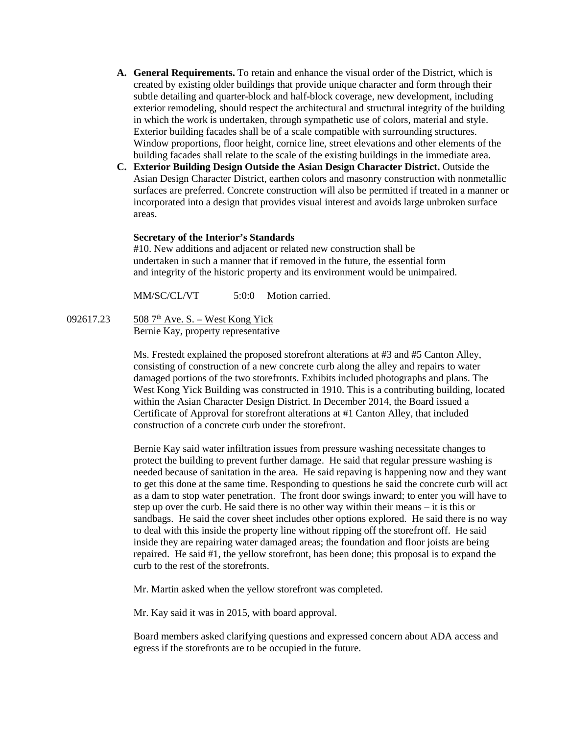A. **General Requirements.** To retain and enhance the visual order of the District, which is created by existing older buildings that provide unique character and form through their subtle detailing and quarter-block and half-block coverage, new development, including exterior remodeling, should respect the architectural and structural integrity of the building in which the work is undertaken, through sympathetic use of colors, material and style. Exterior building facades shall be of a scale compatible with surrounding structures. Window proportions, floor height, cornice line, street elevations and other elements of the building facades shall relate to the scale of the existing buildings in the immediate area.

C. **Exterior Building Design Outside the Asian Design Character District.** Outside the Asian Design Character District, earthen colors and masonry construction with nonmetallic surfaces are preferred. Concrete construction will also be permitted if treated in a manner or incorporated into a design that provides visual interest and avoids large unbroken surface areas.

**Secretary of the Interior's Standards**
#10. New additions and adjacent or related new construction shall be undertaken in such a manner that if removed in the future, the essential form and integrity of the historic property and its environment would be unimpaired.

MM/SC/CL/VT 5:0:0 Motion carried.

092617.23 508 7th Ave. S. – West Kong Yick
Bernie Kay, property representative

Ms. Frestedt explained the proposed storefront alterations at #3 and #5 Canton Alley, consisting of construction of a new concrete curb along the alley and repairs to water damaged portions of the two storefronts. Exhibits included photographs and plans. The West Kong Yick Building was constructed in 1910. This is a contributing building, located within the Asian Character Design District. In December 2014, the Board issued a Certificate of Approval for storefront alterations at #1 Canton Alley, that included construction of a concrete curb under the storefront.

Bernie Kay said water infiltration issues from pressure washing necessitate changes to protect the building to prevent further damage. He said that regular pressure washing is needed because of sanitation in the area. He said repaving is happening now and they want to get this done at the same time. Responding to questions he said the concrete curb will act as a dam to stop water penetration. The front door swings inward; to enter you will have to step up over the curb. He said there is no other way within their means – it is this or sandbags. He said the cover sheet includes other options explored. He said there is no way to deal with this inside the property line without ripping off the storefront off. He said inside they are repairing water damaged areas; the foundation and floor joists are being repaired. He said #1, the yellow storefront, has been done; this proposal is to expand the curb to the rest of the storefronts.

Mr. Martin asked when the yellow storefront was completed.

Mr. Kay said it was in 2015, with board approval.

Board members asked clarifying questions and expressed concern about ADA access and egress if the storefronts are to be occupied in the future.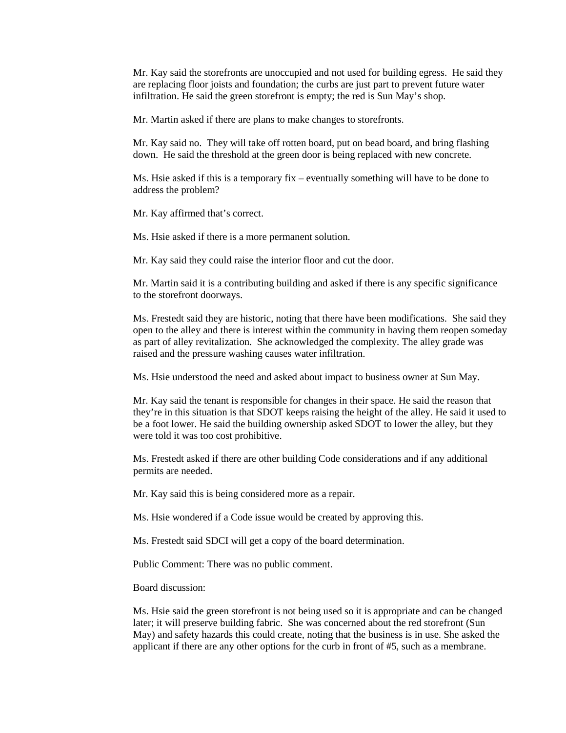Mr. Kay said the storefronts are unoccupied and not used for building egress. He said they are replacing floor joists and foundation; the curbs are just part to prevent future water infiltration. He said the green storefront is empty; the red is Sun May's shop.

Mr. Martin asked if there are plans to make changes to storefronts.

Mr. Kay said no. They will take off rotten board, put on bead board, and bring flashing down. He said the threshold at the green door is being replaced with new concrete.

Ms. Hsie asked if this is a temporary fix – eventually something will have to be done to address the problem?

Mr. Kay affirmed that's correct.

Ms. Hsie asked if there is a more permanent solution.

Mr. Kay said they could raise the interior floor and cut the door.

Mr. Martin said it is a contributing building and asked if there is any specific significance to the storefront doorways.

Ms. Frestedt said they are historic, noting that there have been modifications. She said they open to the alley and there is interest within the community in having them reopen someday as part of alley revitalization. She acknowledged the complexity. The alley grade was raised and the pressure washing causes water infiltration.

Ms. Hsie understood the need and asked about impact to business owner at Sun May.

Mr. Kay said the tenant is responsible for changes in their space. He said the reason that they're in this situation is that SDOT keeps raising the height of the alley. He said it used to be a foot lower. He said the building ownership asked SDOT to lower the alley, but they were told it was too cost prohibitive.

Ms. Frestedt asked if there are other building Code considerations and if any additional permits are needed.

Mr. Kay said this is being considered more as a repair.

Ms. Hsie wondered if a Code issue would be created by approving this.

Ms. Frestedt said SDCI will get a copy of the board determination.

Public Comment: There was no public comment.

Board discussion:

Ms. Hsie said the green storefront is not being used so it is appropriate and can be changed later; it will preserve building fabric. She was concerned about the red storefront (Sun May) and safety hazards this could create, noting that the business is in use. She asked the applicant if there are any other options for the curb in front of #5, such as a membrane.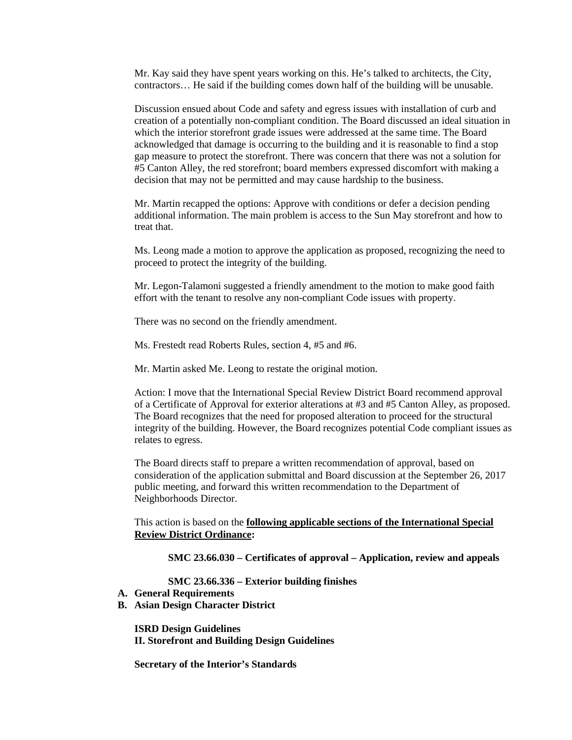Mr. Kay said they have spent years working on this. He's talked to architects, the City, contractors… He said if the building comes down half of the building will be unusable.

Discussion ensued about Code and safety and egress issues with installation of curb and creation of a potentially non-compliant condition. The Board discussed an ideal situation in which the interior storefront grade issues were addressed at the same time. The Board acknowledged that damage is occurring to the building and it is reasonable to find a stop gap measure to protect the storefront. There was concern that there was not a solution for #5 Canton Alley, the red storefront; board members expressed discomfort with making a decision that may not be permitted and may cause hardship to the business.

Mr. Martin recapped the options: Approve with conditions or defer a decision pending additional information. The main problem is access to the Sun May storefront and how to treat that.

Ms. Leong made a motion to approve the application as proposed, recognizing the need to proceed to protect the integrity of the building.

Mr. Legon-Talamoni suggested a friendly amendment to the motion to make good faith effort with the tenant to resolve any non-compliant Code issues with property.

There was no second on the friendly amendment.

Ms. Frestedt read Roberts Rules, section 4, #5 and #6.

Mr. Martin asked Me. Leong to restate the original motion.

Action: I move that the International Special Review District Board recommend approval of a Certificate of Approval for exterior alterations at #3 and #5 Canton Alley, as proposed. The Board recognizes that the need for proposed alteration to proceed for the structural integrity of the building. However, the Board recognizes potential Code compliant issues as relates to egress.

The Board directs staff to prepare a written recommendation of approval, based on consideration of the application submittal and Board discussion at the September 26, 2017 public meeting, and forward this written recommendation to the Department of Neighborhoods Director.

This action is based on the **following applicable sections of the International Special Review District Ordinance:**

**SMC 23.66.030 – Certificates of approval – Application, review and appeals**

**SMC 23.66.336 – Exterior building finishes**

**A. General Requirements**

**B. Asian Design Character District**

**ISRD Design Guidelines**

**II. Storefront and Building Design Guidelines**

**Secretary of the Interior's Standards**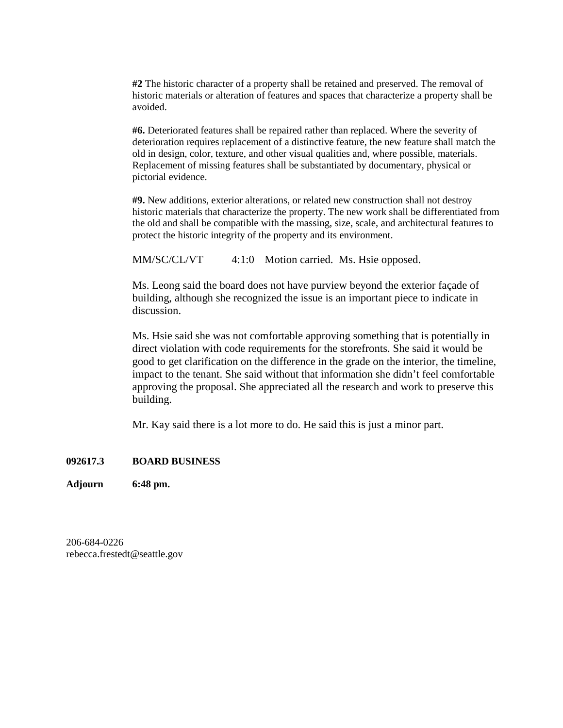**#2** The historic character of a property shall be retained and preserved. The removal of historic materials or alteration of features and spaces that characterize a property shall be avoided.

**#6.** Deteriorated features shall be repaired rather than replaced. Where the severity of deterioration requires replacement of a distinctive feature, the new feature shall match the old in design, color, texture, and other visual qualities and, where possible, materials. Replacement of missing features shall be substantiated by documentary, physical or pictorial evidence.

**#9.** New additions, exterior alterations, or related new construction shall not destroy historic materials that characterize the property. The new work shall be differentiated from the old and shall be compatible with the massing, size, scale, and architectural features to protect the historic integrity of the property and its environment.

MM/SC/CL/VT 4:1:0 Motion carried. Ms. Hsie opposed.

Ms. Leong said the board does not have purview beyond the exterior façade of building, although she recognized the issue is an important piece to indicate in discussion.

Ms. Hsie said she was not comfortable approving something that is potentially in direct violation with code requirements for the storefronts. She said it would be good to get clarification on the difference in the grade on the interior, the timeline, impact to the tenant. She said without that information she didn't feel comfortable approving the proposal. She appreciated all the research and work to preserve this building.

Mr. Kay said there is a lot more to do. He said this is just a minor part.

**092617.3 BOARD BUSINESS**

**Adjourn 6:48 pm.**

206-684-0226
rebecca.frestedt@seattle.gov